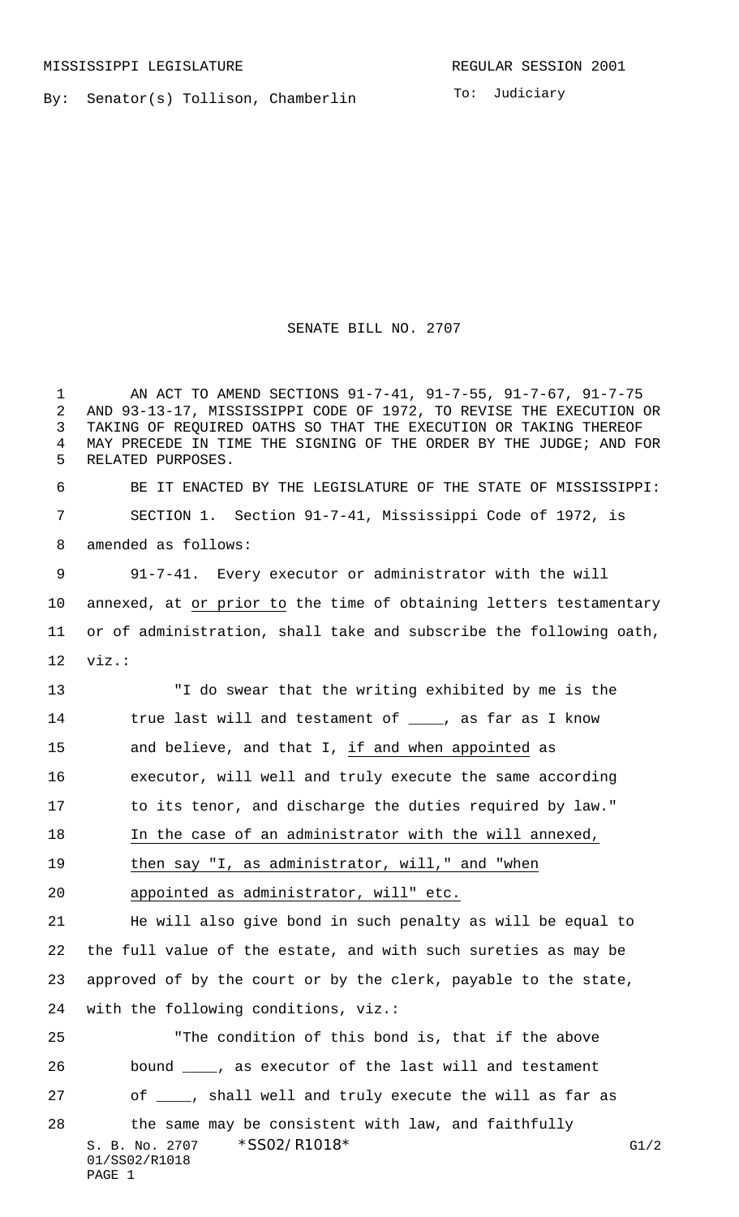MISSISSIPPI LEGISLATURE REGULAR SESSION 2001

By: Senator(s) Tollison, Chamberlin

To: Judiciary

# SENATE BILL NO. 2707

AN ACT TO AMEND SECTIONS 91-7-41, 91-7-55, 91-7-67, 91-7-75 AND 93-13-17, MISSISSIPPI CODE OF 1972, TO REVISE THE EXECUTION OR TAKING OF REQUIRED OATHS SO THAT THE EXECUTION OR TAKING THEREOF MAY PRECEDE IN TIME THE SIGNING OF THE ORDER BY THE JUDGE; AND FOR RELATED PURPOSES.

BE IT ENACTED BY THE LEGISLATURE OF THE STATE OF MISSISSIPPI:

SECTION 1. Section 91-7-41, Mississippi Code of 1972, is amended as follows:

91-7-41. Every executor or administrator with the will annexed, at <u>or prior to</u> the time of obtaining letters testamentary or of administration, shall take and subscribe the following oath, viz.:

> "I do swear that the writing exhibited by me is the true last will and testament of ____, as far as I know and believe, and that I, <u>if and when appointed</u> as executor, will well and truly execute the same according to its tenor, and discharge the duties required by law."
>
> <u>In the case of an administrator with the will annexed, then say "I, as administrator, will," and "when appointed as administrator, will" etc.</u>

He will also give bond in such penalty as will be equal to the full value of the estate, and with such sureties as may be approved of by the court or by the clerk, payable to the state, with the following conditions, viz.:

> "The condition of this bond is, that if the above bound ____, as executor of the last will and testament of ____, shall well and truly execute the will as far as the same may be consistent with law, and faithfully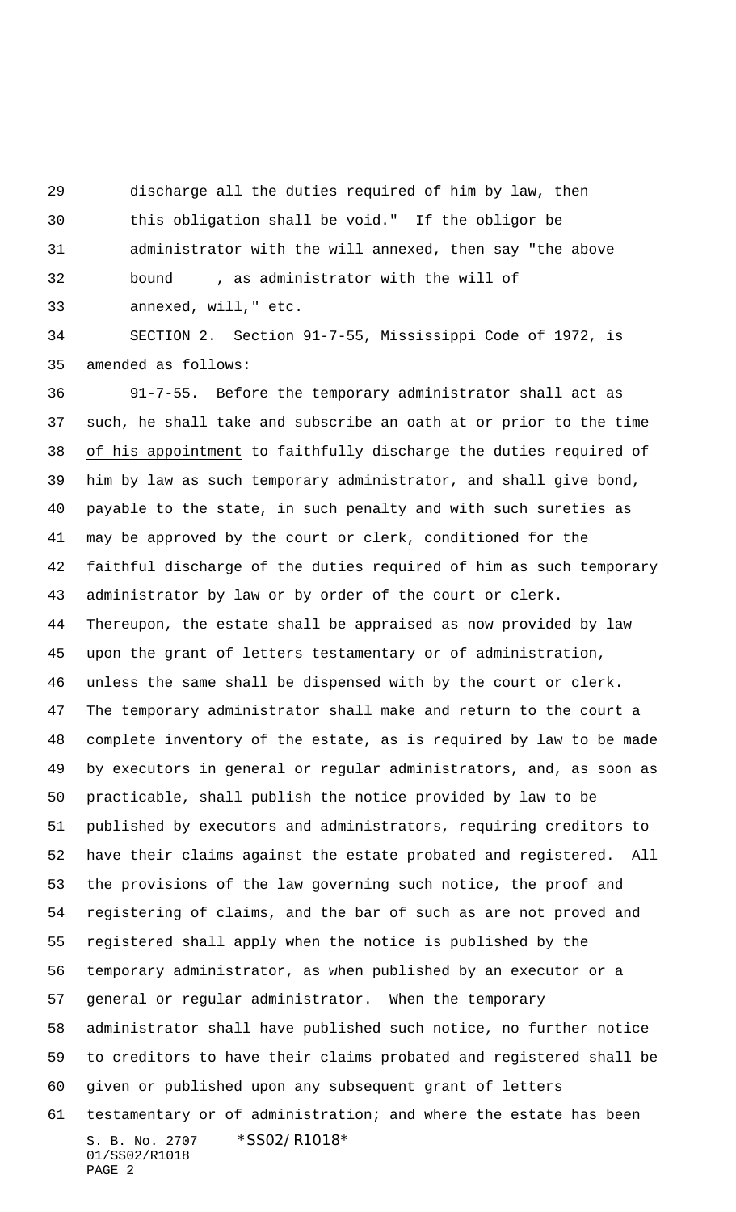discharge all the duties required of him by law, then this obligation shall be void." If the obligor be administrator with the will annexed, then say "the above bound ____, as administrator with the will of ____ annexed, will," etc.

SECTION 2. Section 91-7-55, Mississippi Code of 1972, is amended as follows:

91-7-55. Before the temporary administrator shall act as such, he shall take and subscribe an oath <u>at or prior to the time of his appointment</u> to faithfully discharge the duties required of him by law as such temporary administrator, and shall give bond, payable to the state, in such penalty and with such sureties as may be approved by the court or clerk, conditioned for the faithful discharge of the duties required of him as such temporary administrator by law or by order of the court or clerk. Thereupon, the estate shall be appraised as now provided by law upon the grant of letters testamentary or of administration, unless the same shall be dispensed with by the court or clerk. The temporary administrator shall make and return to the court a complete inventory of the estate, as is required by law to be made by executors in general or regular administrators, and, as soon as practicable, shall publish the notice provided by law to be published by executors and administrators, requiring creditors to have their claims against the estate probated and registered. All the provisions of the law governing such notice, the proof and registering of claims, and the bar of such as are not proved and registered shall apply when the notice is published by the temporary administrator, as when published by an executor or a general or regular administrator. When the temporary administrator shall have published such notice, no further notice to creditors to have their claims probated and registered shall be given or published upon any subsequent grant of letters testamentary or of administration; and where the estate has been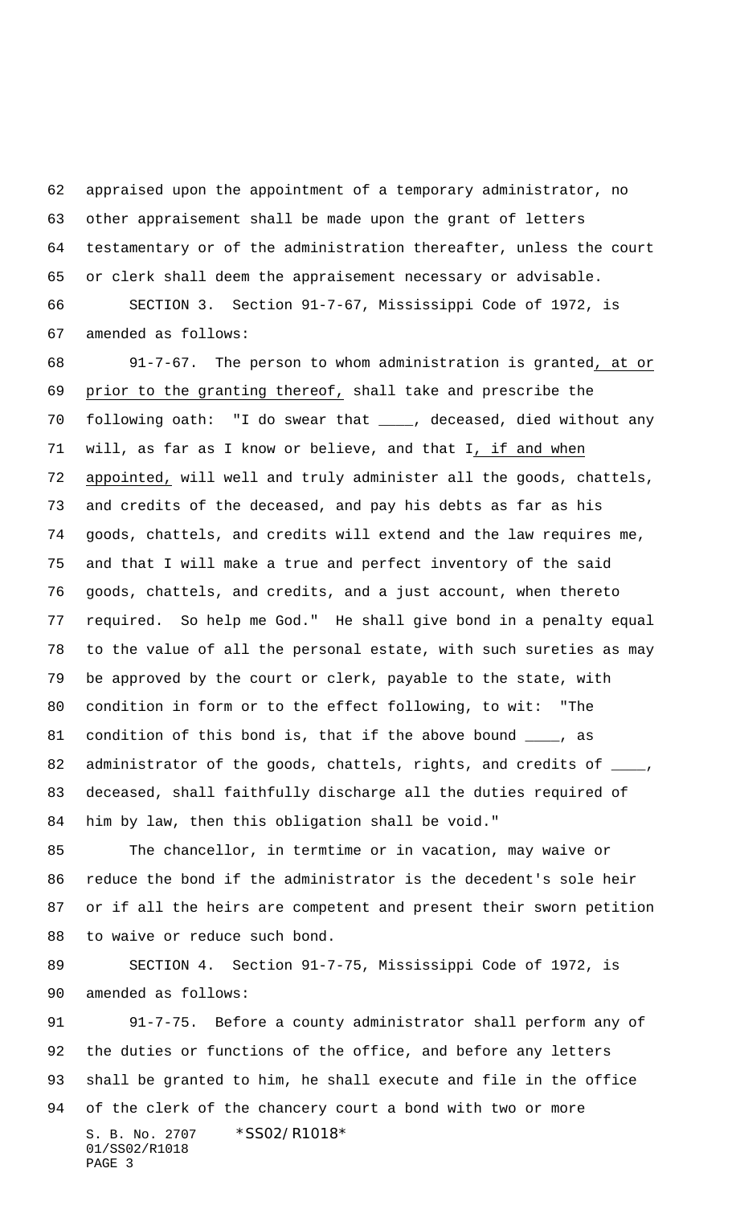appraised upon the appointment of a temporary administrator, no other appraisement shall be made upon the grant of letters testamentary or of the administration thereafter, unless the court or clerk shall deem the appraisement necessary or advisable.

SECTION 3. Section 91-7-67, Mississippi Code of 1972, is amended as follows:

91-7-67. The person to whom administration is granted, at or prior to the granting thereof, shall take and prescribe the following oath: "I do swear that ____, deceased, died without any will, as far as I know or believe, and that I, if and when appointed, will well and truly administer all the goods, chattels, and credits of the deceased, and pay his debts as far as his goods, chattels, and credits will extend and the law requires me, and that I will make a true and perfect inventory of the said goods, chattels, and credits, and a just account, when thereto required. So help me God." He shall give bond in a penalty equal to the value of all the personal estate, with such sureties as may be approved by the court or clerk, payable to the state, with condition in form or to the effect following, to wit: "The condition of this bond is, that if the above bound ____, as administrator of the goods, chattels, rights, and credits of ____, deceased, shall faithfully discharge all the duties required of him by law, then this obligation shall be void."

The chancellor, in termtime or in vacation, may waive or reduce the bond if the administrator is the decedent's sole heir or if all the heirs are competent and present their sworn petition to waive or reduce such bond.

SECTION 4. Section 91-7-75, Mississippi Code of 1972, is amended as follows:

91-7-75. Before a county administrator shall perform any of the duties or functions of the office, and before any letters shall be granted to him, he shall execute and file in the office of the clerk of the chancery court a bond with two or more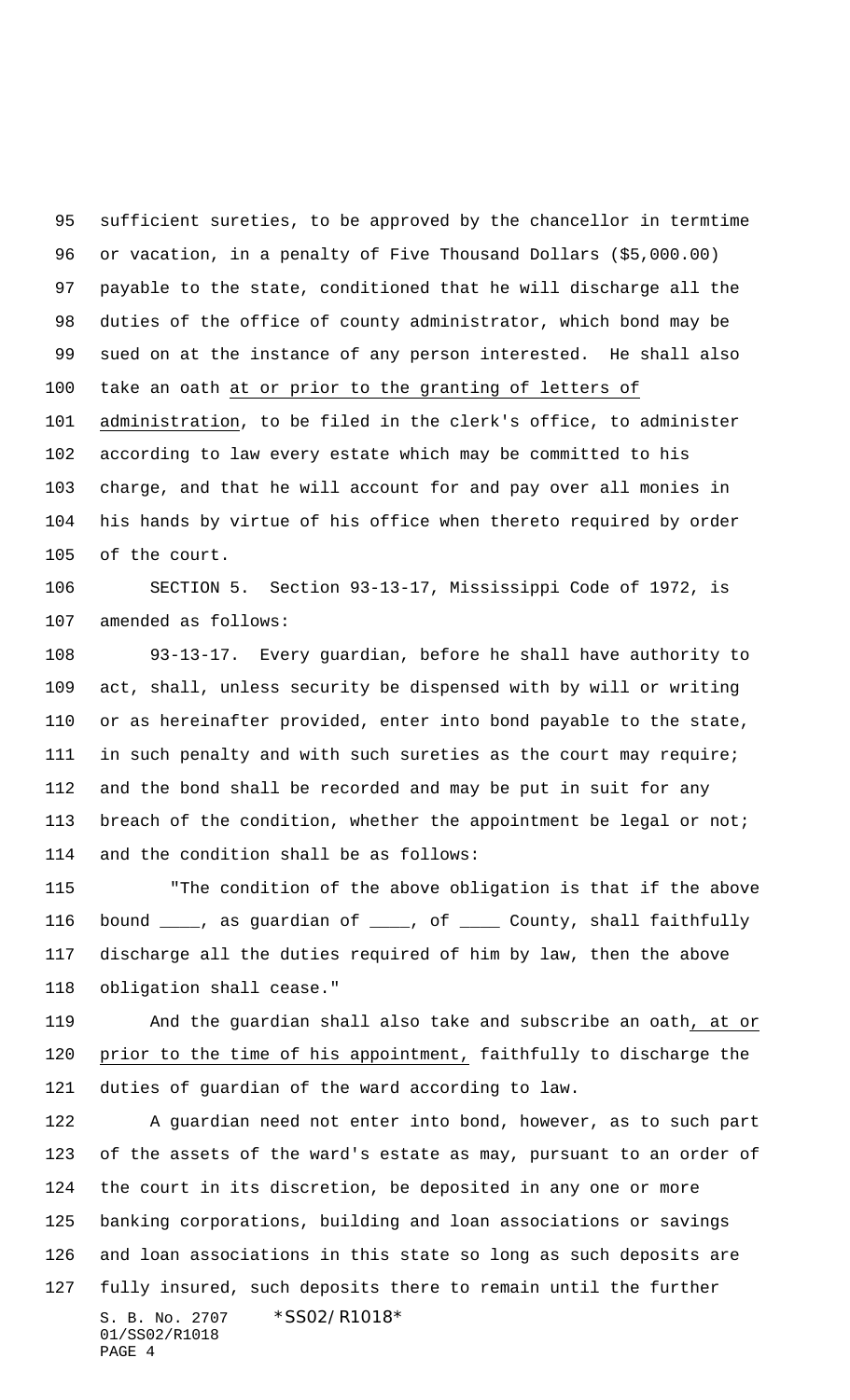sufficient sureties, to be approved by the chancellor in termtime or vacation, in a penalty of Five Thousand Dollars ($5,000.00) payable to the state, conditioned that he will discharge all the duties of the office of county administrator, which bond may be sued on at the instance of any person interested. He shall also take an oath at or prior to the granting of letters of administration, to be filed in the clerk's office, to administer according to law every estate which may be committed to his charge, and that he will account for and pay over all monies in his hands by virtue of his office when thereto required by order of the court.

SECTION 5. Section 93-13-17, Mississippi Code of 1972, is amended as follows:

93-13-17. Every guardian, before he shall have authority to act, shall, unless security be dispensed with by will or writing or as hereinafter provided, enter into bond payable to the state, in such penalty and with such sureties as the court may require; and the bond shall be recorded and may be put in suit for any breach of the condition, whether the appointment be legal or not; and the condition shall be as follows:

"The condition of the above obligation is that if the above bound ____, as guardian of ____, of ____ County, shall faithfully discharge all the duties required of him by law, then the above obligation shall cease."

And the guardian shall also take and subscribe an oath, at or prior to the time of his appointment, faithfully to discharge the duties of guardian of the ward according to law.

A guardian need not enter into bond, however, as to such part of the assets of the ward's estate as may, pursuant to an order of the court in its discretion, be deposited in any one or more banking corporations, building and loan associations or savings and loan associations in this state so long as such deposits are fully insured, such deposits there to remain until the further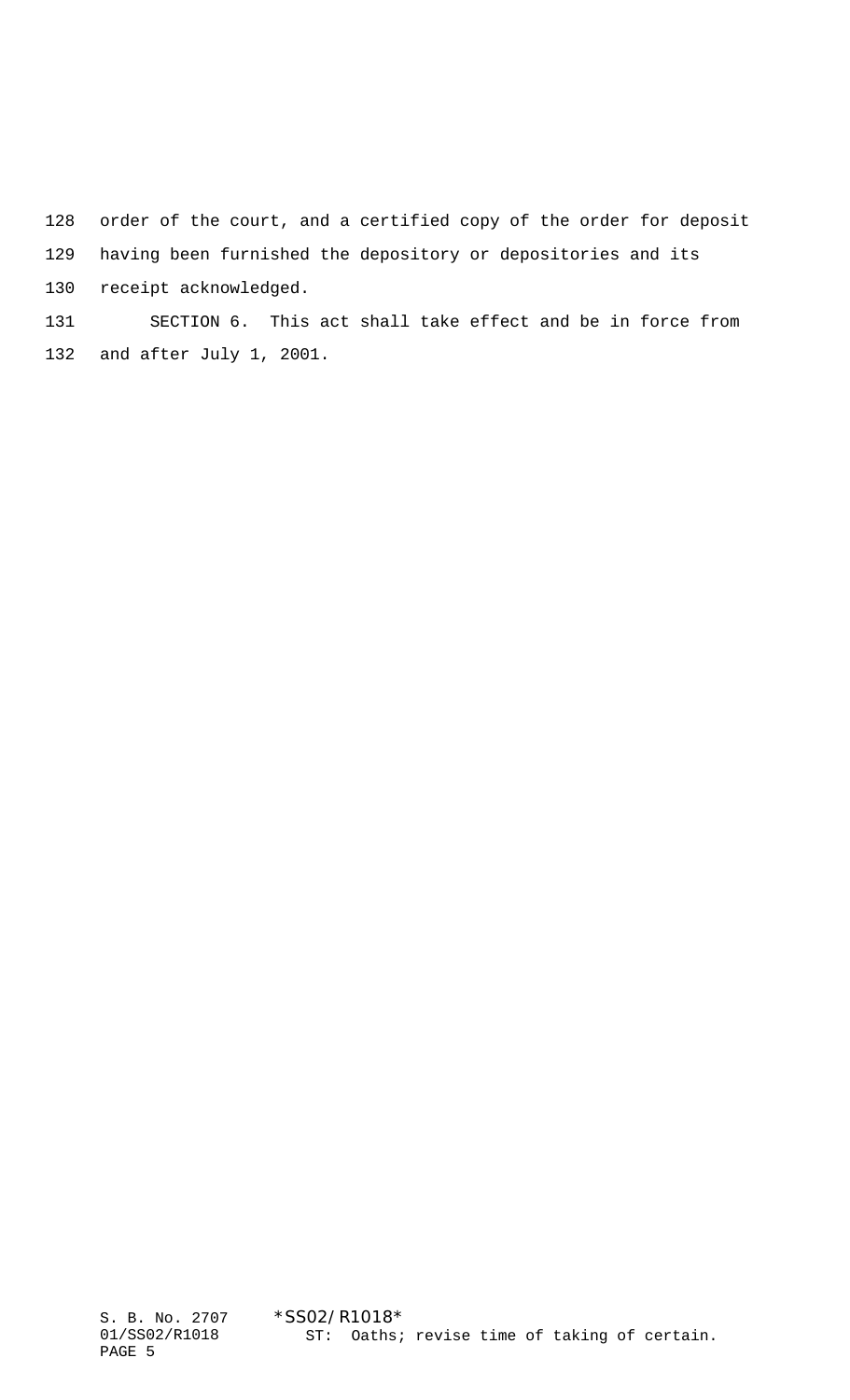order of the court, and a certified copy of the order for deposit having been furnished the depository or depositories and its receipt acknowledged.

SECTION 6. This act shall take effect and be in force from and after July 1, 2001.